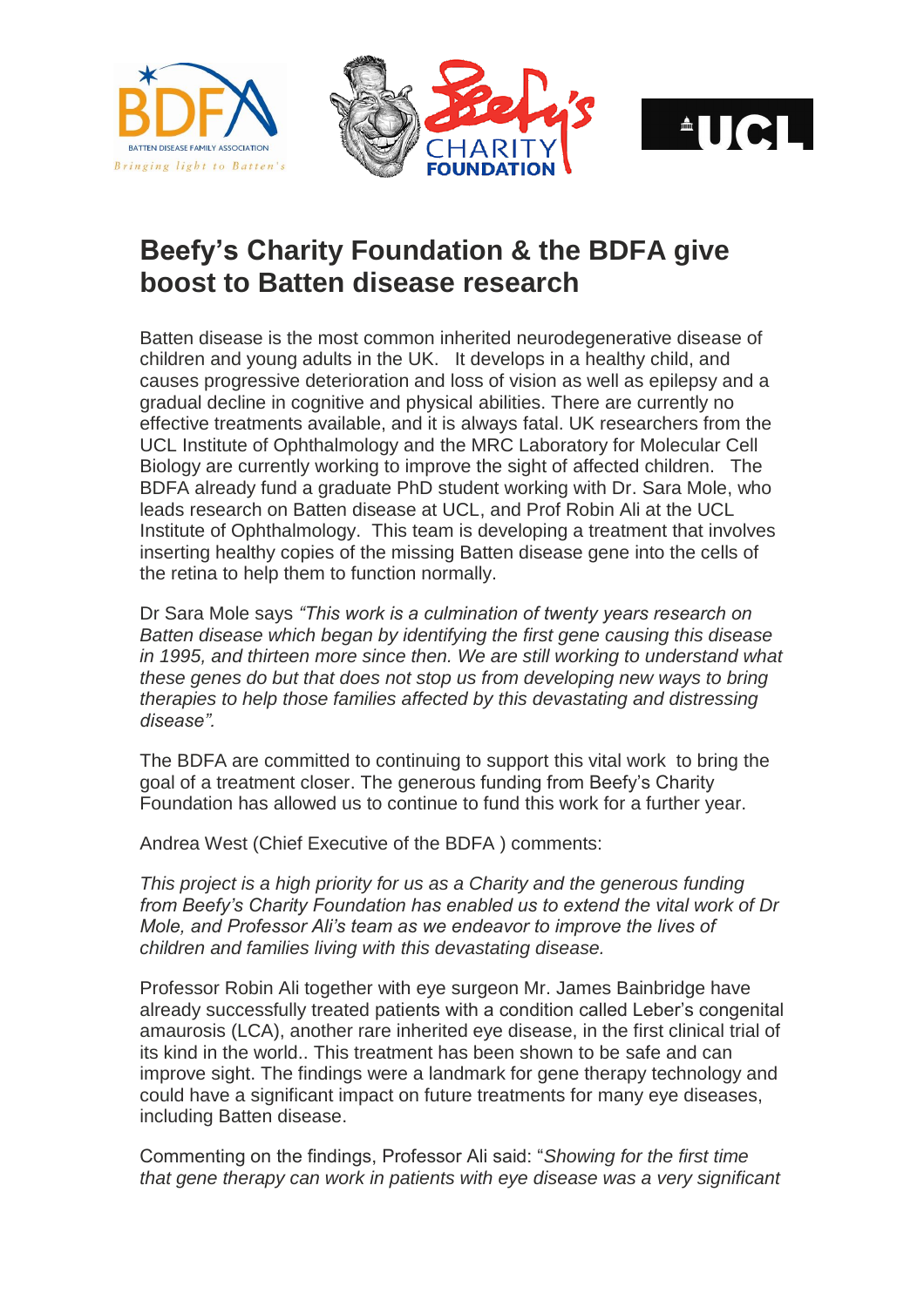# Beefy's Charity Foundation & the BDFA give boost to Batten disease research

Batten disease is the most common inherited neurodegenerative disease of children and young adults in the UK. It develops in a healthy child, and causes progressive deterioration and loss of vision as well as epilepsy and a gradual decline in cognitive and physical abilities. There are currently no effective treatments available, and it is always fatal. UK researchers from the UCL Institute of Ophthalmology and the MRC Laboratory for Molecular Cell Biology are currently working to improve the sight of affected children. The BDFA already fund a graduate PhD student working with Dr. Sara Mole, who leads research on Batten disease at UCL, and Prof Robin Ali at the UCL Institute of Ophthalmology. This team is developing a treatment that involves inserting healthy copies of the missing Batten disease gene into the cells of the retina to help them to function normally.

Dr Sara Mole says *"This work is a culmination of twenty years research on Batten disease which began by identifying the first gene causing this disease in 1995, and thirteen more since then. We are still working to understand what these genes do but that does not stop us from developing new ways to bring therapies to help those families affected by this devastating and distressing disease".*

The BDFA are committed to continuing to support this vital work to bring the goal of a treatment closer. The generous funding from Beefy's Charity Foundation has allowed us to continue to fund this work for a further year.

Andrea West (Chief Executive of the BDFA ) comments:

*This project is a high priority for us as a Charity and the generous funding from Beefy's Charity Foundation has enabled us to extend the vital work of Dr Mole, and Professor Ali's team as we endeavor to improve the lives of children and families living with this devastating disease.*

Professor Robin Ali together with eye surgeon Mr. James Bainbridge have already successfully treated patients with a condition called Leber's congenital amaurosis (LCA), another rare inherited eye disease, in the first clinical trial of its kind in the world.. This treatment has been shown to be safe and can improve sight. The findings were a landmark for gene therapy technology and could have a significant impact on future treatments for many eye diseases, including Batten disease.

Commenting on the findings, Professor Ali said: "*Showing for the first time that gene therapy can work in patients with eye disease was a very significant*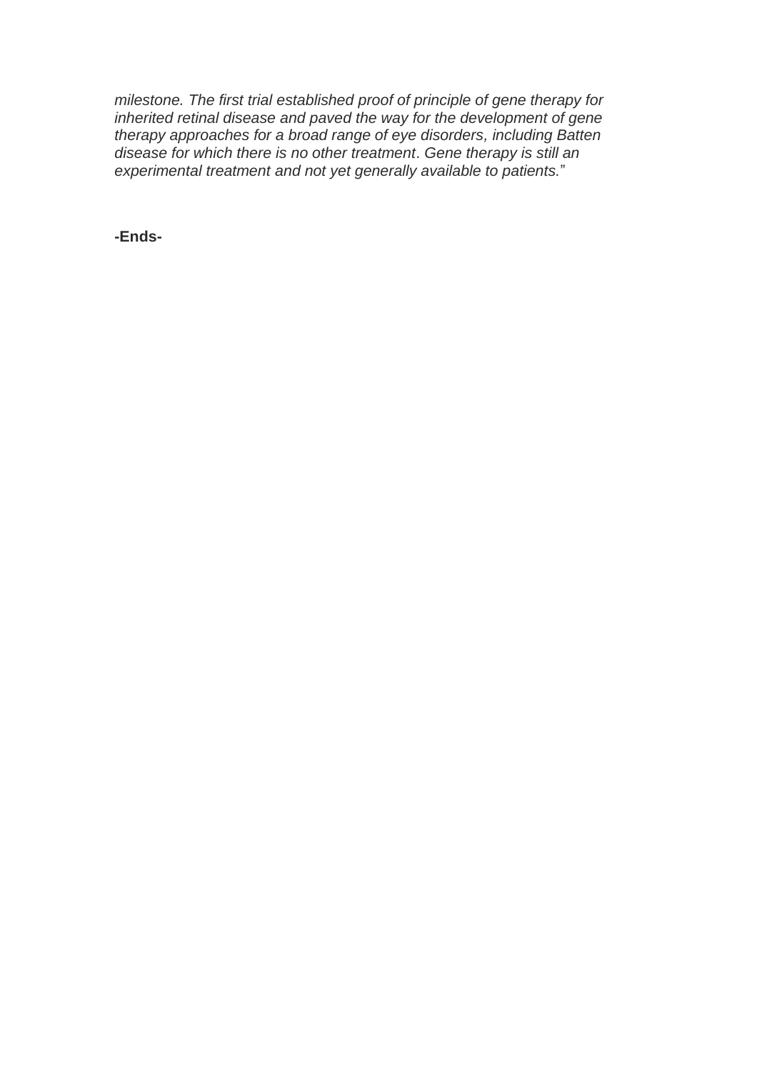*milestone. The first trial established proof of principle of gene therapy for inherited retinal disease and paved the way for the development of gene therapy approaches for a broad range of eye disorders, including Batten disease for which there is no other treatment. Gene therapy is still an experimental treatment and not yet generally available to patients.*"

**-Ends-**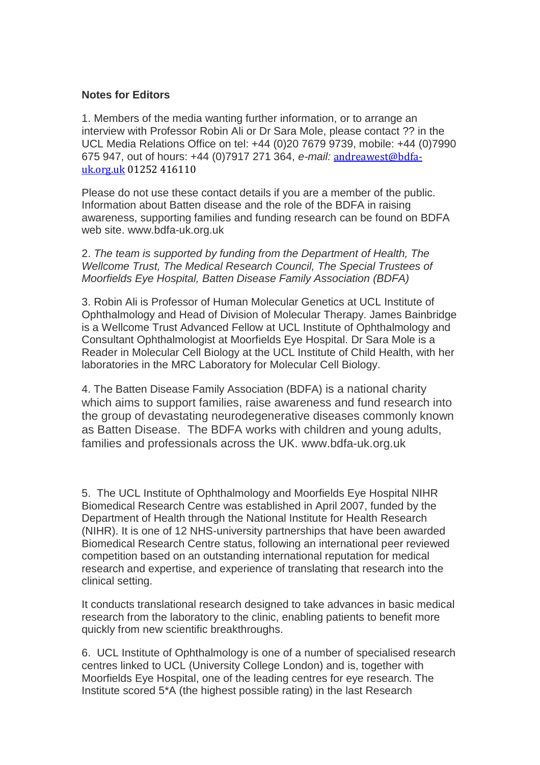**Notes for Editors**

1. Members of the media wanting further information, or to arrange an interview with Professor Robin Ali or Dr Sara Mole, please contact ?? in the UCL Media Relations Office on tel: +44 (0)20 7679 9739, mobile: +44 (0)7990 675 947, out of hours: +44 (0)7917 271 364, *e-mail:* andreawest@bdfa-uk.org.uk 01252 416110

Please do not use these contact details if you are a member of the public. Information about Batten disease and the role of the BDFA in raising awareness, supporting families and funding research can be found on BDFA web site. www.bdfa-uk.org.uk

2. *The team is supported by funding from the Department of Health, The Wellcome Trust, The Medical Research Council, The Special Trustees of Moorfields Eye Hospital, Batten Disease Family Association (BDFA)*

3. Robin Ali is Professor of Human Molecular Genetics at UCL Institute of Ophthalmology and Head of Division of Molecular Therapy. James Bainbridge is a Wellcome Trust Advanced Fellow at UCL Institute of Ophthalmology and Consultant Ophthalmologist at Moorfields Eye Hospital. Dr Sara Mole is a Reader in Molecular Cell Biology at the UCL Institute of Child Health, with her laboratories in the MRC Laboratory for Molecular Cell Biology.

4. The Batten Disease Family Association (BDFA) is a national charity which aims to support families, raise awareness and fund research into the group of devastating neurodegenerative diseases commonly known as Batten Disease. The BDFA works with children and young adults, families and professionals across the UK. www.bdfa-uk.org.uk

5. The UCL Institute of Ophthalmology and Moorfields Eye Hospital NIHR Biomedical Research Centre was established in April 2007, funded by the Department of Health through the National Institute for Health Research (NIHR). It is one of 12 NHS-university partnerships that have been awarded Biomedical Research Centre status, following an international peer reviewed competition based on an outstanding international reputation for medical research and expertise, and experience of translating that research into the clinical setting.

It conducts translational research designed to take advances in basic medical research from the laboratory to the clinic, enabling patients to benefit more quickly from new scientific breakthroughs.

6. UCL Institute of Ophthalmology is one of a number of specialised research centres linked to UCL (University College London) and is, together with Moorfields Eye Hospital, one of the leading centres for eye research. The Institute scored 5*A (the highest possible rating) in the last Research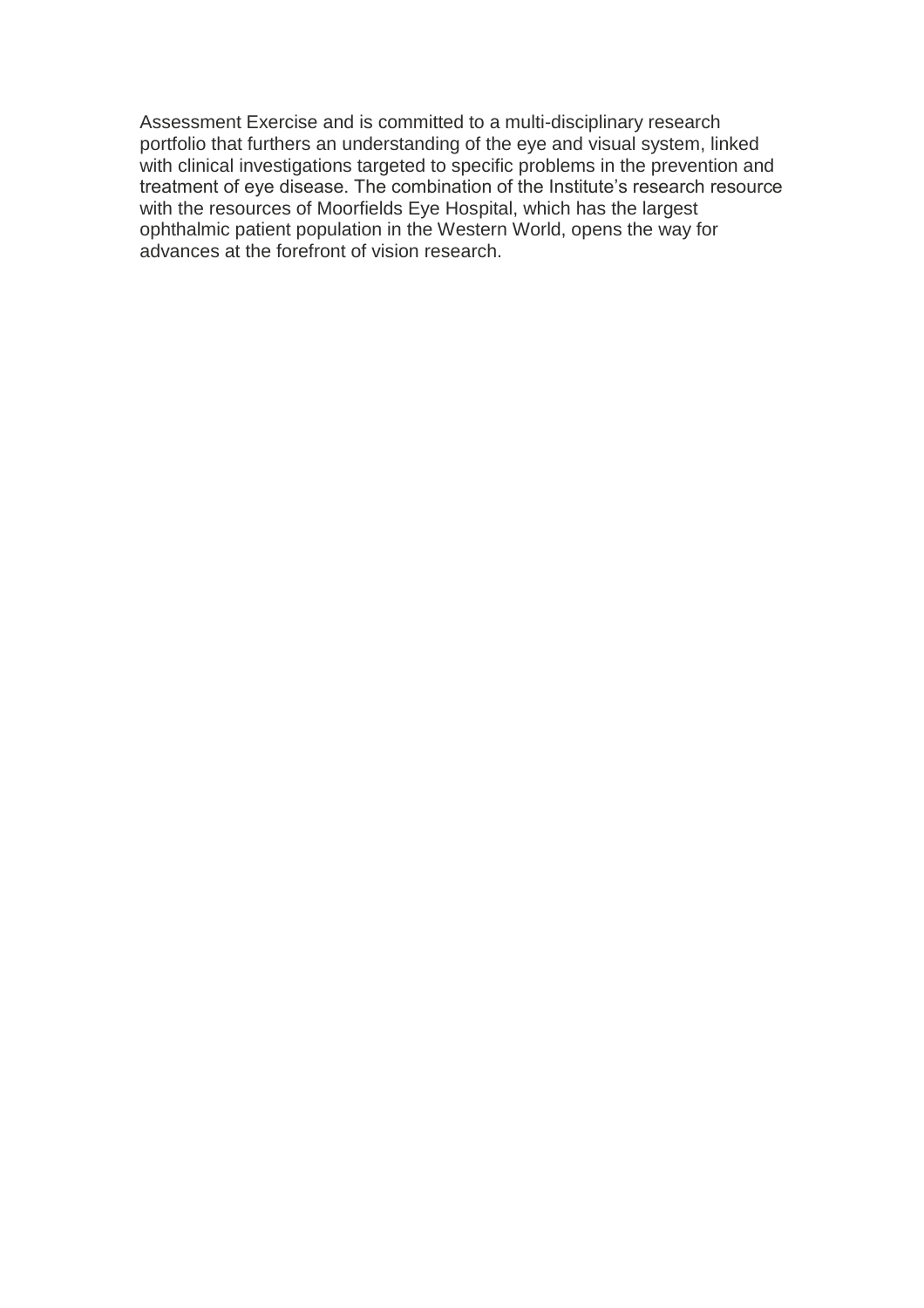Assessment Exercise and is committed to a multi-disciplinary research portfolio that furthers an understanding of the eye and visual system, linked with clinical investigations targeted to specific problems in the prevention and treatment of eye disease. The combination of the Institute's research resource with the resources of Moorfields Eye Hospital, which has the largest ophthalmic patient population in the Western World, opens the way for advances at the forefront of vision research.